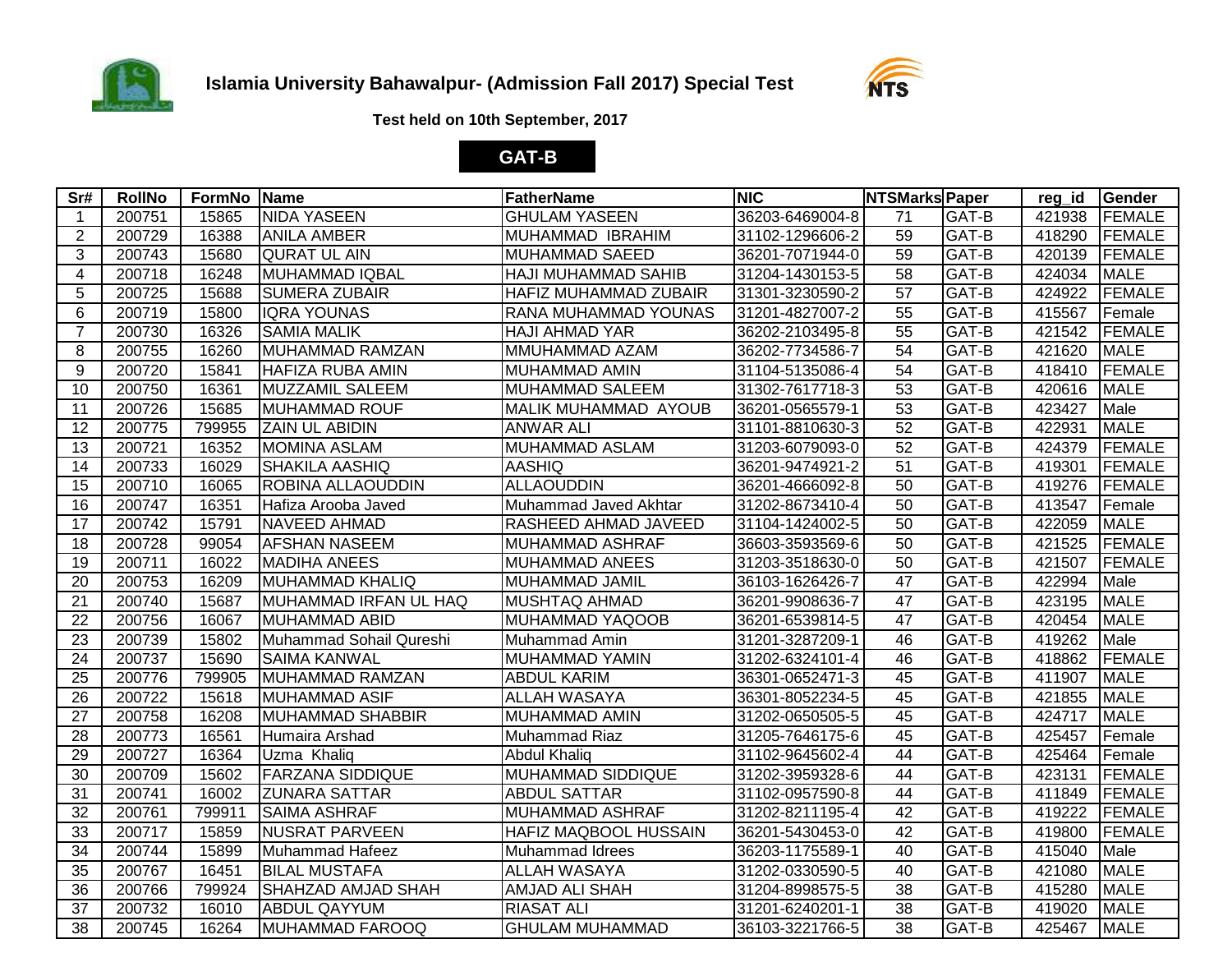# Islamia University Bahawalpur- (Admission Fall 2017) Special Test

**Test held on 10th September, 2017**

**GAT-B**

| Sr# | RollNo | FormNo | Name | FatherName | NIC | NTSMarks | Paper | reg_id | Gender |
|---|---|---|---|---|---|---|---|---|---|
| 1 | 200751 | 15865 | NIDA YASEEN | GHULAM YASEEN | 36203-6469004-8 | 71 | GAT-B | 421938 | FEMALE |
| 2 | 200729 | 16388 | ANILA AMBER | MUHAMMAD IBRAHIM | 31102-1296606-2 | 59 | GAT-B | 418290 | FEMALE |
| 3 | 200743 | 15680 | QURAT UL AIN | MUHAMMAD SAEED | 36201-7071944-0 | 59 | GAT-B | 420139 | FEMALE |
| 4 | 200718 | 16248 | MUHAMMAD IQBAL | HAJI MUHAMMAD SAHIB | 31204-1430153-5 | 58 | GAT-B | 424034 | MALE |
| 5 | 200725 | 15688 | SUMERA ZUBAIR | HAFIZ MUHAMMAD ZUBAIR | 31301-3230590-2 | 57 | GAT-B | 424922 | FEMALE |
| 6 | 200719 | 15800 | IQRA YOUNAS | RANA MUHAMMAD YOUNAS | 31201-4827007-2 | 55 | GAT-B | 415567 | Female |
| 7 | 200730 | 16326 | SAMIA MALIK | HAJI AHMAD YAR | 36202-2103495-8 | 55 | GAT-B | 421542 | FEMALE |
| 8 | 200755 | 16260 | MUHAMMAD RAMZAN | MMUHAMMAD AZAM | 36202-7734586-7 | 54 | GAT-B | 421620 | MALE |
| 9 | 200720 | 15841 | HAFIZA RUBA AMIN | MUHAMMAD AMIN | 31104-5135086-4 | 54 | GAT-B | 418410 | FEMALE |
| 10 | 200750 | 16361 | MUZZAMIL SALEEM | MUHAMMAD SALEEM | 31302-7617718-3 | 53 | GAT-B | 420616 | MALE |
| 11 | 200726 | 15685 | MUHAMMAD ROUF | MALIK MUHAMMAD AYOUB | 36201-0565579-1 | 53 | GAT-B | 423427 | Male |
| 12 | 200775 | 799955 | ZAIN UL ABIDIN | ANWAR ALI | 31101-8810630-3 | 52 | GAT-B | 422931 | MALE |
| 13 | 200721 | 16352 | MOMINA ASLAM | MUHAMMAD ASLAM | 31203-6079093-0 | 52 | GAT-B | 424379 | FEMALE |
| 14 | 200733 | 16029 | SHAKILA AASHIQ | AASHIQ | 36201-9474921-2 | 51 | GAT-B | 419301 | FEMALE |
| 15 | 200710 | 16065 | ROBINA ALLAOUDDIN | ALLAOUDDIN | 36201-4666092-8 | 50 | GAT-B | 419276 | FEMALE |
| 16 | 200747 | 16351 | Hafiza Arooba Javed | Muhammad Javed Akhtar | 31202-8673410-4 | 50 | GAT-B | 413547 | Female |
| 17 | 200742 | 15791 | NAVEED AHMAD | RASHEED AHMAD JAVEED | 31104-1424002-5 | 50 | GAT-B | 422059 | MALE |
| 18 | 200728 | 99054 | AFSHAN NASEEM | MUHAMMAD ASHRAF | 36603-3593569-6 | 50 | GAT-B | 421525 | FEMALE |
| 19 | 200711 | 16022 | MADIHA ANEES | MUHAMMAD ANEES | 31203-3518630-0 | 50 | GAT-B | 421507 | FEMALE |
| 20 | 200753 | 16209 | MUHAMMAD KHALIQ | MUHAMMAD JAMIL | 36103-1626426-7 | 47 | GAT-B | 422994 | Male |
| 21 | 200740 | 15687 | MUHAMMAD IRFAN UL HAQ | MUSHTAQ AHMAD | 36201-9908636-7 | 47 | GAT-B | 423195 | MALE |
| 22 | 200756 | 16067 | MUHAMMAD ABID | MUHAMMAD YAQOOB | 36201-6539814-5 | 47 | GAT-B | 420454 | MALE |
| 23 | 200739 | 15802 | Muhammad Sohail Qureshi | Muhammad Amin | 31201-3287209-1 | 46 | GAT-B | 419262 | Male |
| 24 | 200737 | 15690 | SAIMA KANWAL | MUHAMMAD YAMIN | 31202-6324101-4 | 46 | GAT-B | 418862 | FEMALE |
| 25 | 200776 | 799905 | MUHAMMAD RAMZAN | ABDUL KARIM | 36301-0652471-3 | 45 | GAT-B | 411907 | MALE |
| 26 | 200722 | 15618 | MUHAMMAD ASIF | ALLAH WASAYA | 36301-8052234-5 | 45 | GAT-B | 421855 | MALE |
| 27 | 200758 | 16208 | MUHAMMAD SHABBIR | MUHAMMAD AMIN | 31202-0650505-5 | 45 | GAT-B | 424717 | MALE |
| 28 | 200773 | 16561 | Humaira Arshad | Muhammad Riaz | 31205-7646175-6 | 45 | GAT-B | 425457 | Female |
| 29 | 200727 | 16364 | Uzma Khaliq | Abdul Khaliq | 31102-9645602-4 | 44 | GAT-B | 425464 | Female |
| 30 | 200709 | 15602 | FARZANA SIDDIQUE | MUHAMMAD SIDDIQUE | 31202-3959328-6 | 44 | GAT-B | 423131 | FEMALE |
| 31 | 200741 | 16002 | ZUNARA SATTAR | ABDUL SATTAR | 31102-0957590-8 | 44 | GAT-B | 411849 | FEMALE |
| 32 | 200761 | 799911 | SAIMA ASHRAF | MUHAMMAD ASHRAF | 31202-8211195-4 | 42 | GAT-B | 419222 | FEMALE |
| 33 | 200717 | 15859 | NUSRAT PARVEEN | HAFIZ MAQBOOL HUSSAIN | 36201-5430453-0 | 42 | GAT-B | 419800 | FEMALE |
| 34 | 200744 | 15899 | Muhammad Hafeez | Muhammad Idrees | 36203-1175589-1 | 40 | GAT-B | 415040 | Male |
| 35 | 200767 | 16451 | BILAL MUSTAFA | ALLAH WASAYA | 31202-0330590-5 | 40 | GAT-B | 421080 | MALE |
| 36 | 200766 | 799924 | SHAHZAD AMJAD SHAH | AMJAD ALI SHAH | 31204-8998575-5 | 38 | GAT-B | 415280 | MALE |
| 37 | 200732 | 16010 | ABDUL QAYYUM | RIASAT ALI | 31201-6240201-1 | 38 | GAT-B | 419020 | MALE |
| 38 | 200745 | 16264 | MUHAMMAD FAROOQ | GHULAM MUHAMMAD | 36103-3221766-5 | 38 | GAT-B | 425467 | MALE |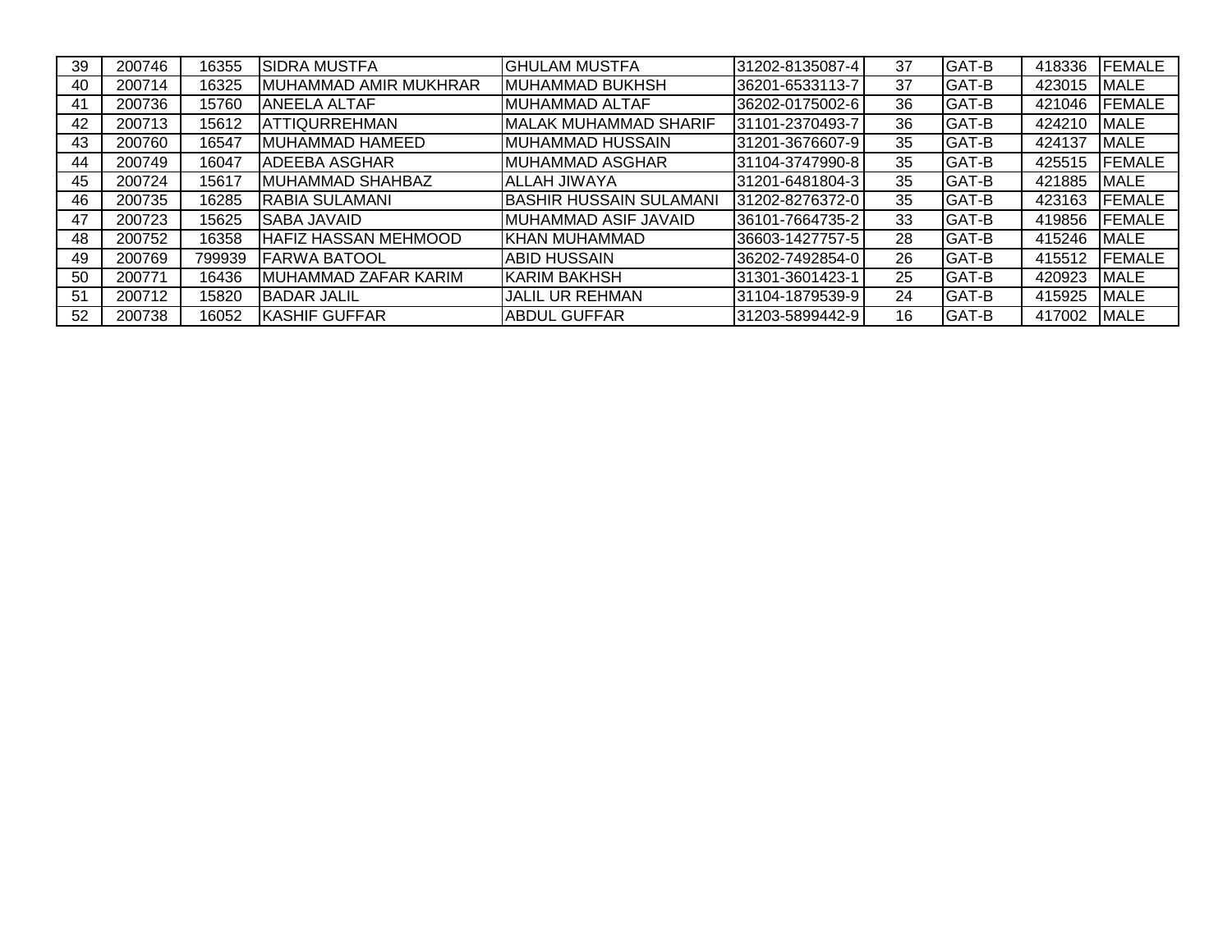| | | | | | | | | | |
|---|---|---|---|---|---|---|---|---|---|
| 39 | 200746 | 16355 | SIDRA MUSTFA | GHULAM MUSTFA | 31202-8135087-4 | 37 | GAT-B | 418336 | FEMALE |
| 40 | 200714 | 16325 | MUHAMMAD AMIR MUKHRAR | MUHAMMAD BUKHSH | 36201-6533113-7 | 37 | GAT-B | 423015 | MALE |
| 41 | 200736 | 15760 | ANEELA ALTAF | MUHAMMAD ALTAF | 36202-0175002-6 | 36 | GAT-B | 421046 | FEMALE |
| 42 | 200713 | 15612 | ATTIQURREHMAN | MALAK MUHAMMAD SHARIF | 31101-2370493-7 | 36 | GAT-B | 424210 | MALE |
| 43 | 200760 | 16547 | MUHAMMAD HAMEED | MUHAMMAD HUSSAIN | 31201-3676607-9 | 35 | GAT-B | 424137 | MALE |
| 44 | 200749 | 16047 | ADEEBA ASGHAR | MUHAMMAD ASGHAR | 31104-3747990-8 | 35 | GAT-B | 425515 | FEMALE |
| 45 | 200724 | 15617 | MUHAMMAD SHAHBAZ | ALLAH JIWAYA | 31201-6481804-3 | 35 | GAT-B | 421885 | MALE |
| 46 | 200735 | 16285 | RABIA SULAMANI | BASHIR HUSSAIN SULAMANI | 31202-8276372-0 | 35 | GAT-B | 423163 | FEMALE |
| 47 | 200723 | 15625 | SABA JAVAID | MUHAMMAD ASIF JAVAID | 36101-7664735-2 | 33 | GAT-B | 419856 | FEMALE |
| 48 | 200752 | 16358 | HAFIZ HASSAN MEHMOOD | KHAN MUHAMMAD | 36603-1427757-5 | 28 | GAT-B | 415246 | MALE |
| 49 | 200769 | 799939 | FARWA BATOOL | ABID HUSSAIN | 36202-7492854-0 | 26 | GAT-B | 415512 | FEMALE |
| 50 | 200771 | 16436 | MUHAMMAD ZAFAR KARIM | KARIM BAKHSH | 31301-3601423-1 | 25 | GAT-B | 420923 | MALE |
| 51 | 200712 | 15820 | BADAR JALIL | JALIL UR REHMAN | 31104-1879539-9 | 24 | GAT-B | 415925 | MALE |
| 52 | 200738 | 16052 | KASHIF GUFFAR | ABDUL GUFFAR | 31203-5899442-9 | 16 | GAT-B | 417002 | MALE |